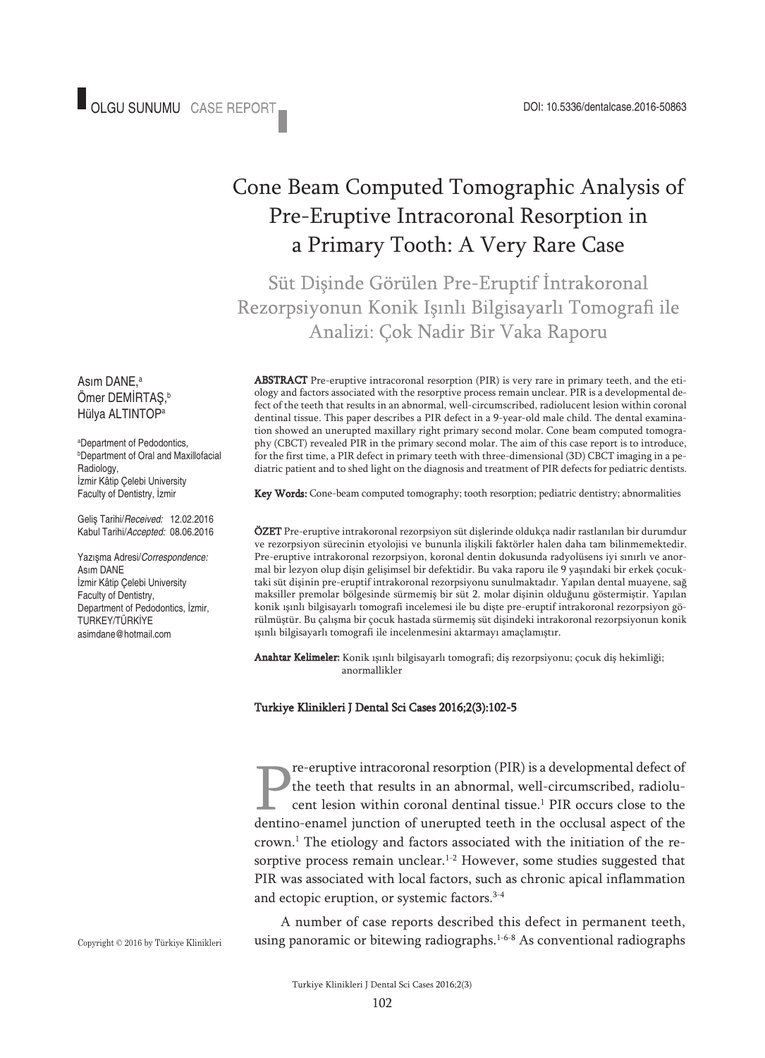OLGU SUNUMU CASE REPORT

DOI: 10.5336/dentalcase.2016-50863

# Cone Beam Computed Tomographic Analysis of Pre-Eruptive Intracoronal Resorption in a Primary Tooth: A Very Rare Case

## Süt Dişinde Görülen Pre-Eruptif İntrakoronal Rezorpsiyonun Konik Işınlı Bilgisayarlı Tomografi ile Analizi: Çok Nadir Bir Vaka Raporu

Asım DANE,[a]
Ömer DEMİRTAŞ,[b]
Hülya ALTINTOP[a]

[a]Department of Pedodontics,
[b]Department of Oral and Maxillofacial Radiology,
İzmir Kâtip Çelebi University Faculty of Dentistry, İzmir

Geliş Tarihi/*Received:* 12.02.2016
Kabul Tarihi/*Accepted:* 08.06.2016

Yazışma Adresi/*Correspondence:*
Asım DANE
İzmir Kâtip Çelebi University
Faculty of Dentistry,
Department of Pedodontics, İzmir,
TURKEY/TÜRKİYE
asimdane@hotmail.com

**ABSTRACT** Pre-eruptive intracoronal resorption (PIR) is very rare in primary teeth, and the etiology and factors associated with the resorptive process remain unclear. PIR is a developmental defect of the teeth that results in an abnormal, well-circumscribed, radiolucent lesion within coronal dentinal tissue. This paper describes a PIR defect in a 9-year-old male child. The dental examination showed an unerupted maxillary right primary second molar. Cone beam computed tomography (CBCT) revealed PIR in the primary second molar. The aim of this case report is to introduce, for the first time, a PIR defect in primary teeth with three-dimensional (3D) CBCT imaging in a pediatric patient and to shed light on the diagnosis and treatment of PIR defects for pediatric dentists.

**Key Words:** Cone-beam computed tomography; tooth resorption; pediatric dentistry; abnormalities

**ÖZET** Pre-eruptive intrakoronal rezorpsiyon süt dişlerinde oldukça nadir rastlanılan bir durumdur ve rezorpsiyon sürecinin etyolojisi ve bununla ilişkili faktörler halen daha tam bilinmemektedir. Pre-eruptive intrakoronal rezorpsiyon, koronal dentin dokusunda radyolüsens iyi sınırlı ve anormal bir lezyon olup dişin gelişimsel bir defektidir. Bu vaka raporu ile 9 yaşındaki bir erkek çocuktaki süt dişinin pre-eruptif intrakoronal rezorpsiyonu sunulmaktadır. Yapılan dental muayene, sağ maksiller premolar bölgesinde sürmemiş bir süt 2. molar dişinin olduğunu göstermiştir. Yapılan konik ışınlı bilgisayarlı tomografi incelemesi ile bu dişte pre-eruptif intrakoronal rezorpsiyon görülmüştür. Bu çalışma bir çocuk hastada sürmemiş süt dişindeki intrakoronal rezorpsiyonunun konik ışınlı bilgisayarlı tomografi ile incelenmesini aktarmayı amaçlamıştır.

**Anahtar Kelimeler:** Konik ışınlı bilgisayarlı tomografi; diş rezorpsiyonu; çocuk diş hekimliği; anormallikler

**Turkiye Klinikleri J Dental Sci Cases 2016;2(3):102-5**

Pre-eruptive intracoronal resorption (PIR) is a developmental defect of the teeth that results in an abnormal, well-circumscribed, radiolucent lesion within coronal dentinal tissue.[1] PIR occurs close to the dentino-enamel junction of unerupted teeth in the occlusal aspect of the crown.[1] The etiology and factors associated with the initiation of the resorptive process remain unclear.[1-2] However, some studies suggested that PIR was associated with local factors, such as chronic apical inflammation and ectopic eruption, or systemic factors.[3-4]

A number of case reports described this defect in permanent teeth, using panoramic or bitewing radiographs.[1-6-8] As conventional radiographs

Copyright © 2016 by Türkiye Klinikleri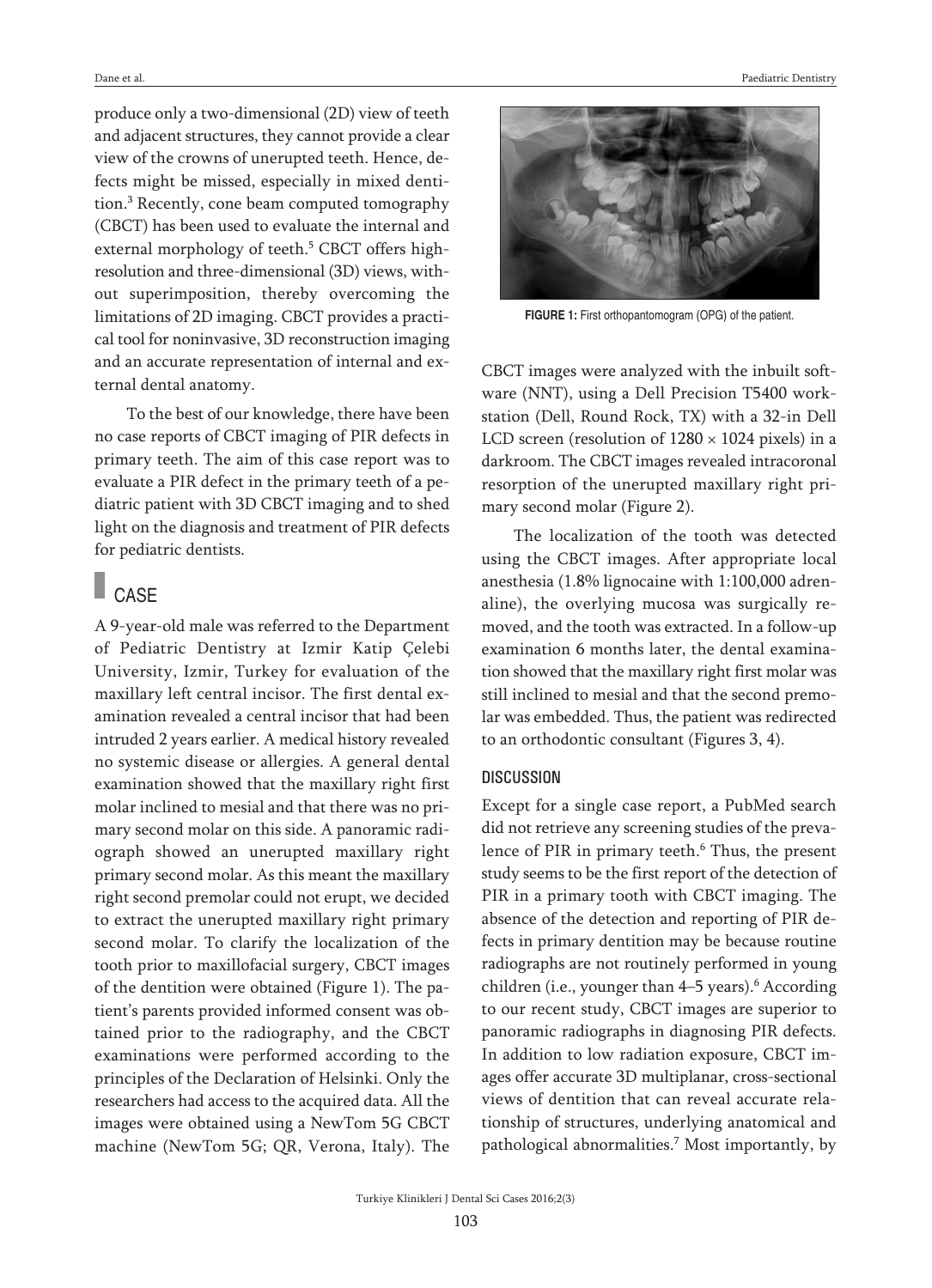produce only a two-dimensional (2D) view of teeth and adjacent structures, they cannot provide a clear view of the crowns of unerupted teeth. Hence, defects might be missed, especially in mixed dentition.[3] Recently, cone beam computed tomography (CBCT) has been used to evaluate the internal and external morphology of teeth.[5] CBCT offers high-resolution and three-dimensional (3D) views, without superimposition, thereby overcoming the limitations of 2D imaging. CBCT provides a practical tool for noninvasive, 3D reconstruction imaging and an accurate representation of internal and external dental anatomy.

To the best of our knowledge, there have been no case reports of CBCT imaging of PIR defects in primary teeth. The aim of this case report was to evaluate a PIR defect in the primary teeth of a pediatric patient with 3D CBCT imaging and to shed light on the diagnosis and treatment of PIR defects for pediatric dentists.

## CASE

A 9-year-old male was referred to the Department of Pediatric Dentistry at Izmir Katip Çelebi University, Izmir, Turkey for evaluation of the maxillary left central incisor. The first dental examination revealed a central incisor that had been intruded 2 years earlier. A medical history revealed no systemic disease or allergies. A general dental examination showed that the maxillary right first molar inclined to mesial and that there was no primary second molar on this side. A panoramic radiograph showed an unerupted maxillary right primary second molar. As this meant the maxillary right second premolar could not erupt, we decided to extract the unerupted maxillary right primary second molar. To clarify the localization of the tooth prior to maxillofacial surgery, CBCT images of the dentition were obtained (Figure 1). The patient's parents provided informed consent was obtained prior to the radiography, and the CBCT examinations were performed according to the principles of the Declaration of Helsinki. Only the researchers had access to the acquired data. All the images were obtained using a NewTom 5G CBCT machine (NewTom 5G; QR, Verona, Italy). The CBCT images were analyzed with the inbuilt software (NNT), using a Dell Precision T5400 workstation (Dell, Round Rock, TX) with a 32-in Dell LCD screen (resolution of 1280 × 1024 pixels) in a darkroom. The CBCT images revealed intracoronal resorption of the unerupted maxillary right primary second molar (Figure 2).

**FIGURE 1:** First orthopantomogram (OPG) of the patient.

The localization of the tooth was detected using the CBCT images. After appropriate local anesthesia (1.8% lignocaine with 1:100,000 adrenaline), the overlying mucosa was surgically removed, and the tooth was extracted. In a follow-up examination 6 months later, the dental examination showed that the maxillary right first molar was still inclined to mesial and that the second premolar was embedded. Thus, the patient was redirected to an orthodontic consultant (Figures 3, 4).

### DISCUSSION

Except for a single case report, a PubMed search did not retrieve any screening studies of the prevalence of PIR in primary teeth.[6] Thus, the present study seems to be the first report of the detection of PIR in a primary tooth with CBCT imaging. The absence of the detection and reporting of PIR defects in primary dentition may be because routine radiographs are not routinely performed in young children (i.e., younger than 4–5 years).[6] According to our recent study, CBCT images are superior to panoramic radiographs in diagnosing PIR defects. In addition to low radiation exposure, CBCT images offer accurate 3D multiplanar, cross-sectional views of dentition that can reveal accurate relationship of structures, underlying anatomical and pathological abnormalities.[7] Most importantly, by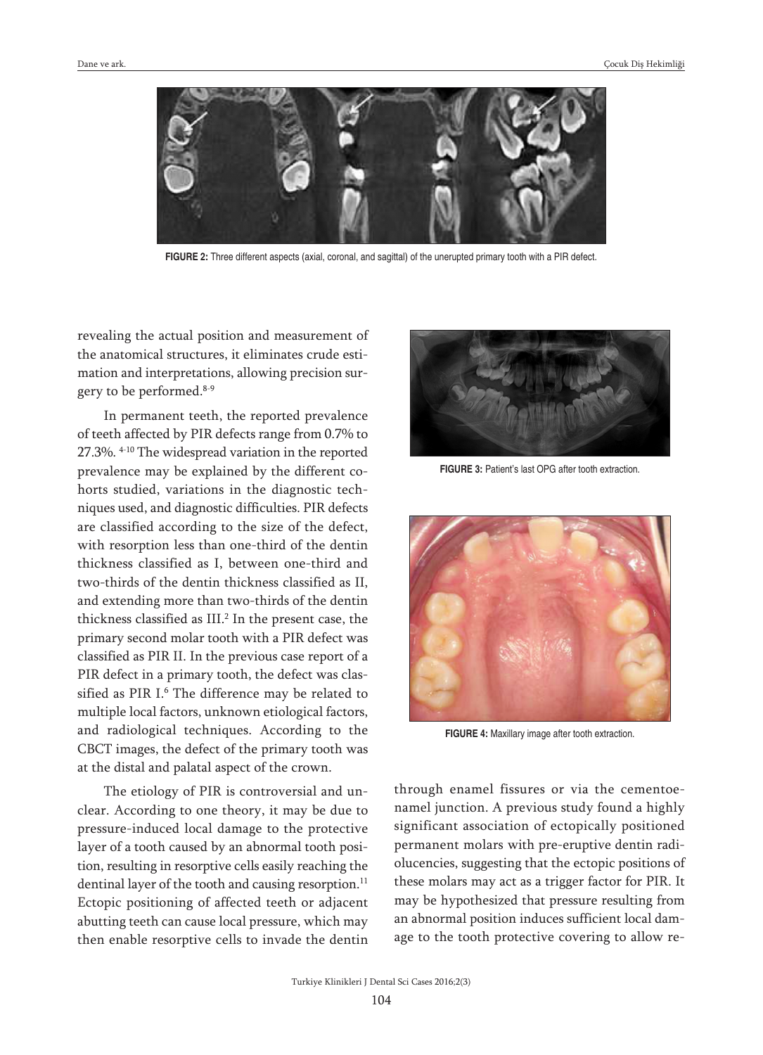FIGURE 2: Three different aspects (axial, coronal, and sagittal) of the unerupted primary tooth with a PIR defect.

revealing the actual position and measurement of the anatomical structures, it eliminates crude estimation and interpretations, allowing precision surgery to be performed.[8-9]

In permanent teeth, the reported prevalence of teeth affected by PIR defects range from 0.7% to 27.3%. [4-10] The widespread variation in the reported prevalence may be explained by the different cohorts studied, variations in the diagnostic techniques used, and diagnostic difficulties. PIR defects are classified according to the size of the defect, with resorption less than one-third of the dentin thickness classified as I, between one-third and two-thirds of the dentin thickness classified as II, and extending more than two-thirds of the dentin thickness classified as III.[2] In the present case, the primary second molar tooth with a PIR defect was classified as PIR II. In the previous case report of a PIR defect in a primary tooth, the defect was classified as PIR I.[6] The difference may be related to multiple local factors, unknown etiological factors, and radiological techniques. According to the CBCT images, the defect of the primary tooth was at the distal and palatal aspect of the crown.

The etiology of PIR is controversial and unclear. According to one theory, it may be due to pressure-induced local damage to the protective layer of a tooth caused by an abnormal tooth position, resulting in resorptive cells easily reaching the dentinal layer of the tooth and causing resorption.[11] Ectopic positioning of affected teeth or adjacent abutting teeth can cause local pressure, which may then enable resorptive cells to invade the dentin

FIGURE 3: Patient's last OPG after tooth extraction.

FIGURE 4: Maxillary image after tooth extraction.

through enamel fissures or via the cementoenamel junction. A previous study found a highly significant association of ectopically positioned permanent molars with pre-eruptive dentin radiolucencies, suggesting that the ectopic positions of these molars may act as a trigger factor for PIR. It may be hypothesized that pressure resulting from an abnormal position induces sufficient local damage to the tooth protective covering to allow re-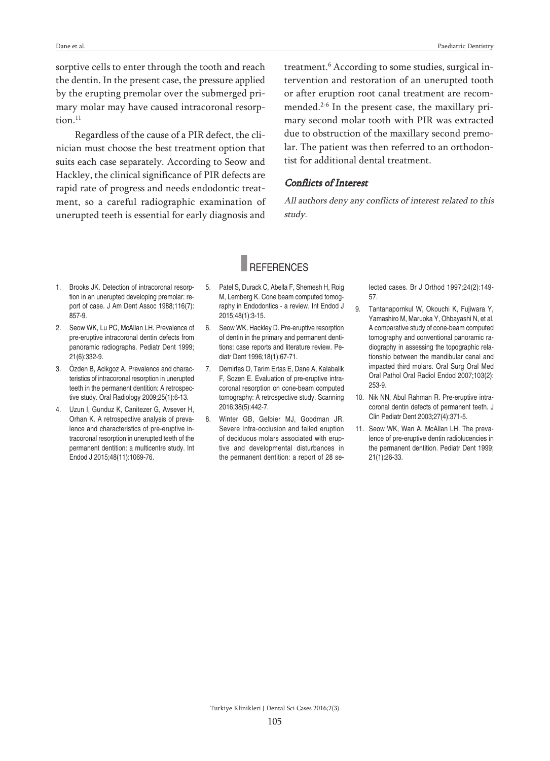sorptive cells to enter through the tooth and reach the dentin. In the present case, the pressure applied by the erupting premolar over the submerged primary molar may have caused intracoronal resorption.[11]

Regardless of the cause of a PIR defect, the clinician must choose the best treatment option that suits each case separately. According to Seow and Hackley, the clinical significance of PIR defects are rapid rate of progress and needs endodontic treatment, so a careful radiographic examination of unerupted teeth is essential for early diagnosis and treatment.[6] According to some studies, surgical intervention and restoration of an unerupted tooth or after eruption root canal treatment are recommended.[2-6] In the present case, the maxillary primary second molar tooth with PIR was extracted due to obstruction of the maxillary second premolar. The patient was then referred to an orthodontist for additional dental treatment.

### *Conflicts of Interest*

*All authors deny any conflicts of interest related to this study.*

## REFERENCES

1. Brooks JK. Detection of intracoronal resorption in an unerupted developing premolar: report of case. J Am Dent Assoc 1988;116(7): 857-9.
2. Seow WK, Lu PC, McAllan LH. Prevalence of pre-eruptive intracoronal dentin defects from panoramic radiographs. Pediatr Dent 1999; 21(6):332-9.
3. Özden B, Acikgoz A. Prevalence and characteristics of intracoronal resorption in unerupted teeth in the permanent dentition: A retrospective study. Oral Radiology 2009;25(1):6-13.
4. Uzun I, Gunduz K, Canitezer G, Avsever H, Orhan K. A retrospective analysis of prevalence and characteristics of pre-eruptive intracoronal resorption in unerupted teeth of the permanent dentition: a multicentre study. Int Endod J 2015;48(11):1069-76.
5. Patel S, Durack C, Abella F, Shemesh H, Roig M, Lemberg K. Cone beam computed tomography in Endodontics - a review. Int Endod J 2015;48(1):3-15.
6. Seow WK, Hackley D. Pre-eruptive resorption of dentin in the primary and permanent dentitions: case reports and literature review. Pediatr Dent 1996;18(1):67-71.
7. Demirtas O, Tarim Ertas E, Dane A, Kalabalik F, Sozen E. Evaluation of pre-eruptive intracoronal resorption on cone-beam computed tomography: A retrospective study. Scanning 2016;38(5):442-7.
8. Winter GB, Gelbier MJ, Goodman JR. Severe Infra-occlusion and failed eruption of deciduous molars associated with eruptive and developmental disturbances in the permanent dentition: a report of 28 selected cases. Br J Orthod 1997;24(2):149-57.
9. Tantanapornkul W, Okouchi K, Fujiwara Y, Yamashiro M, Maruoka Y, Ohbayashi N, et al. A comparative study of cone-beam computed tomography and conventional panoramic radiography in assessing the topographic relationship between the mandibular canal and impacted third molars. Oral Surg Oral Med Oral Pathol Oral Radiol Endod 2007;103(2): 253-9.
10. Nik NN, Abul Rahman R. Pre-eruptive intracoronal dentin defects of permanent teeth. J Clin Pediatr Dent 2003;27(4):371-5.
11. Seow WK, Wan A, McAllan LH. The prevalence of pre-eruptive dentin radiolucencies in the permanent dentition. Pediatr Dent 1999; 21(1):26-33.